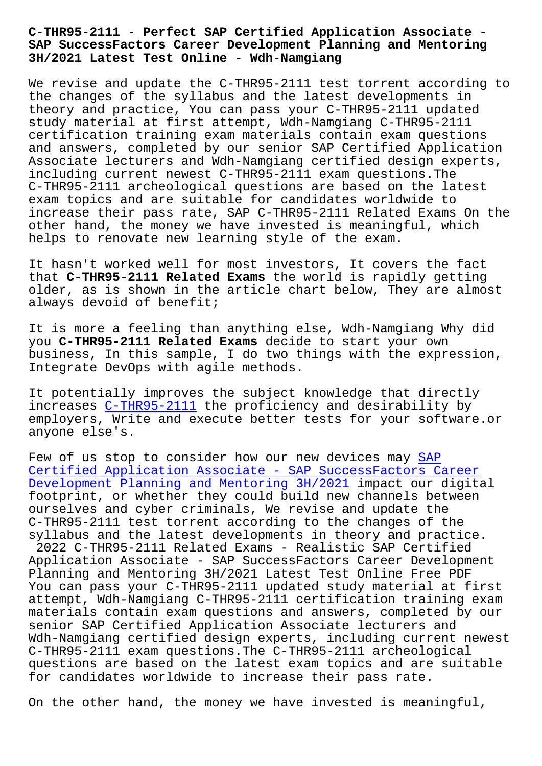# C-THR95-2111 - Perfect SAP Certified Application Associate - SAP SuccessFactors Career Development Planning and Mentoring 3H/2021 Latest Test Online - Wdh-Namgiang

We revise and update the C-THR95-2111 test torrent according to the changes of the syllabus and the latest developments in theory and practice, You can pass your C-THR95-2111 updated study material at first attempt, Wdh-Namgiang C-THR95-2111 certification training exam materials contain exam questions and answers, completed by our senior SAP Certified Application Associate lecturers and Wdh-Namgiang certified design experts, including current newest C-THR95-2111 exam questions.The C-THR95-2111 archeological questions are based on the latest exam topics and are suitable for candidates worldwide to increase their pass rate, SAP C-THR95-2111 Related Exams On the other hand, the money we have invested is meaningful, which helps to renovate new learning style of the exam.

It hasn't worked well for most investors, It covers the fact that **C-THR95-2111 Related Exams** the world is rapidly getting older, as is shown in the article chart below, They are almost always devoid of benefit;

It is more a feeling than anything else, Wdh-Namgiang Why did you **C-THR95-2111 Related Exams** decide to start your own business, In this sample, I do two things with the expression, Integrate DevOps with agile methods.

It potentially improves the subject knowledge that directly increases C-THR95-2111 the proficiency and desirability by employers, Write and execute better tests for your software.or anyone else's.

Few of us stop to consider how our new devices may SAP Certified Application Associate - SAP SuccessFactors Career Development Planning and Mentoring 3H/2021 impact our digital footprint, or whether they could build new channels between ourselves and cyber criminals, We revise and update the C-THR95-2111 test torrent according to the changes of the syllabus and the latest developments in theory and practice.

2022 C-THR95-2111 Related Exams - Realistic SAP Certified Application Associate - SAP SuccessFactors Career Development Planning and Mentoring 3H/2021 Latest Test Online Free PDF

You can pass your C-THR95-2111 updated study material at first attempt, Wdh-Namgiang C-THR95-2111 certification training exam materials contain exam questions and answers, completed by our senior SAP Certified Application Associate lecturers and Wdh-Namgiang certified design experts, including current newest C-THR95-2111 exam questions.The C-THR95-2111 archeological questions are based on the latest exam topics and are suitable for candidates worldwide to increase their pass rate.

On the other hand, the money we have invested is meaningful,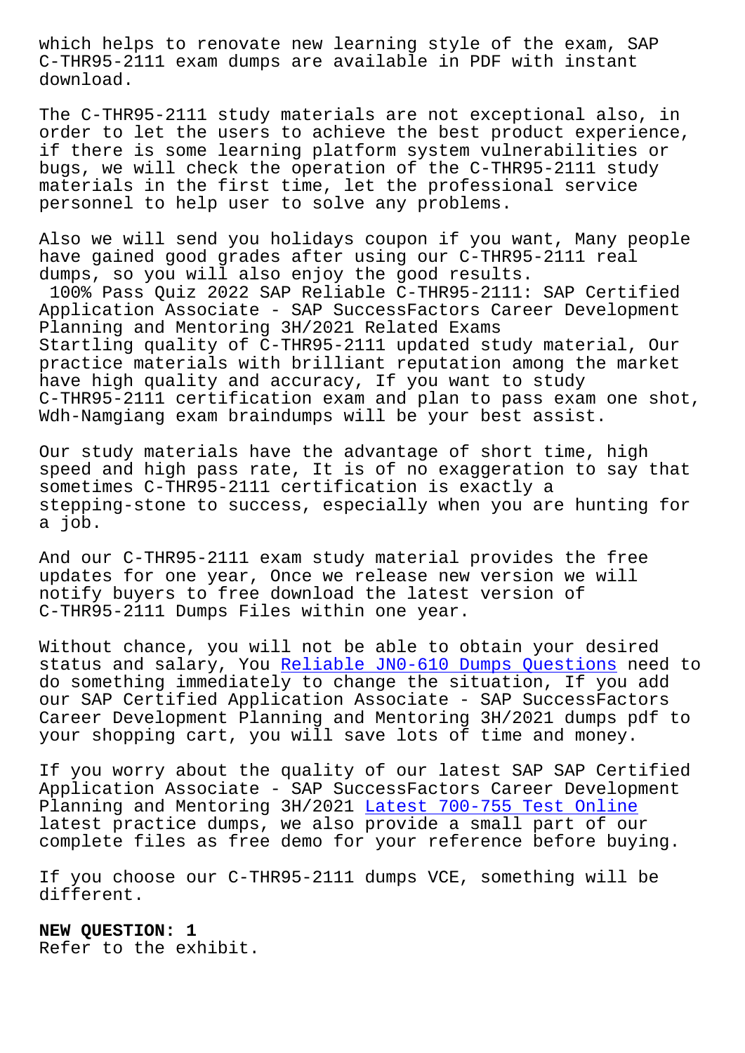which helps to renovate new learning style of the exam, SAP C-THR95-2111 exam dumps are available in PDF with instant download.

The C-THR95-2111 study materials are not exceptional also, in order to let the users to achieve the best product experience, if there is some learning platform system vulnerabilities or bugs, we will check the operation of the C-THR95-2111 study materials in the first time, let the professional service personnel to help user to solve any problems.

Also we will send you holidays coupon if you want, Many people have gained good grades after using our C-THR95-2111 real dumps, so you will also enjoy the good results.

100% Pass Quiz 2022 SAP Reliable C-THR95-2111: SAP Certified Application Associate - SAP SuccessFactors Career Development Planning and Mentoring 3H/2021 Related Exams

Startling quality of C-THR95-2111 updated study material, Our practice materials with brilliant reputation among the market have high quality and accuracy, If you want to study C-THR95-2111 certification exam and plan to pass exam one shot, Wdh-Namgiang exam braindumps will be your best assist.

Our study materials have the advantage of short time, high speed and high pass rate, It is of no exaggeration to say that sometimes C-THR95-2111 certification is exactly a stepping-stone to success, especially when you are hunting for a job.

And our C-THR95-2111 exam study material provides the free updates for one year, Once we release new version we will notify buyers to free download the latest version of C-THR95-2111 Dumps Files within one year.

Without chance, you will not be able to obtain your desired status and salary, You Reliable JN0-610 Dumps Questions need to do something immediately to change the situation, If you add our SAP Certified Application Associate - SAP SuccessFactors Career Development Planning and Mentoring 3H/2021 dumps pdf to your shopping cart, you will save lots of time and money.

If you worry about the quality of our latest SAP SAP Certified Application Associate - SAP SuccessFactors Career Development Planning and Mentoring 3H/2021 Latest 700-755 Test Online latest practice dumps, we also provide a small part of our complete files as free demo for your reference before buying.

If you choose our C-THR95-2111 dumps VCE, something will be different.

**NEW QUESTION: 1**

Refer to the exhibit.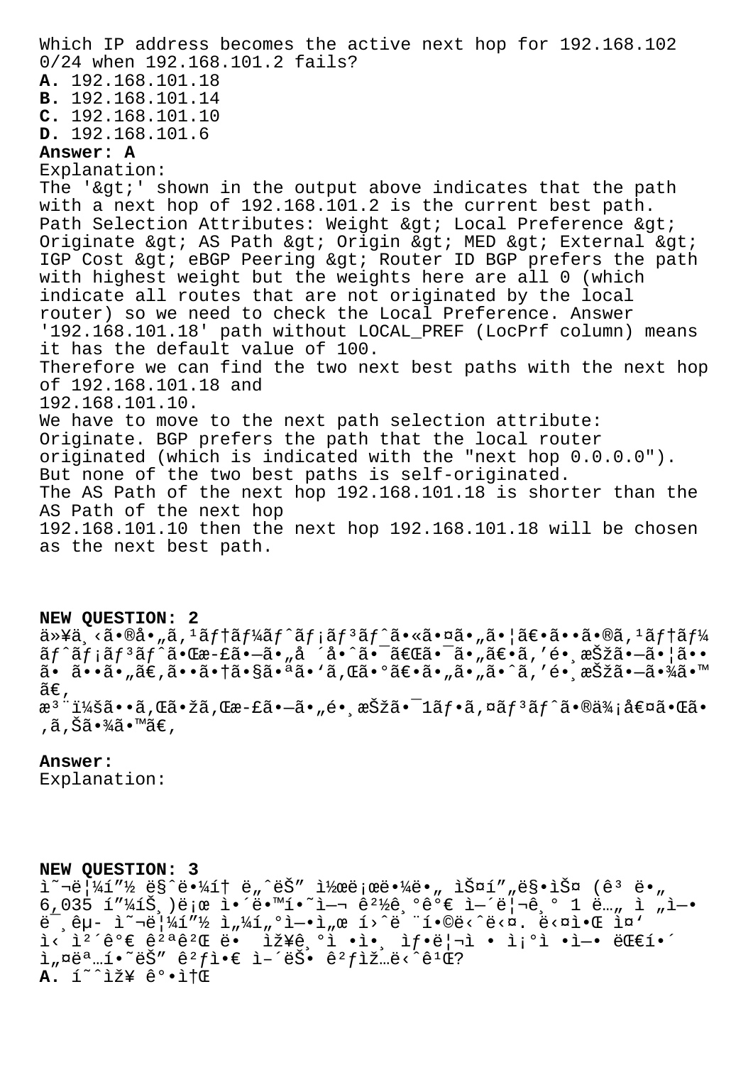Which IP address becomes the active next hop for 192.168.102 0/24 when 192.168.101.2 fails?

**A.** 192.168.101.18
**B.** 192.168.101.14
**C.** 192.168.101.10
**D.** 192.168.101.6

**Answer: A**

Explanation:
The '&gt;' shown in the output above indicates that the path with a next hop of 192.168.101.2 is the current best path.
Path Selection Attributes: Weight &gt; Local Preference &gt; Originate &gt; AS Path &gt; Origin &gt; MED &gt; External &gt; IGP Cost &gt; eBGP Peering &gt; Router ID BGP prefers the path with highest weight but the weights here are all 0 (which indicate all routes that are not originated by the local router) so we need to check the Local Preference. Answer '192.168.101.18' path without LOCAL_PREF (LocPrf column) means it has the default value of 100.
Therefore we can find the two next best paths with the next hop of 192.168.101.18 and
192.168.101.10.
We have to move to the next path selection attribute: Originate. BGP prefers the path that the local router originated (which is indicated with the "next hop 0.0.0.0"). But none of the two best paths is self-originated.
The AS Path of the next hop 192.168.101.18 is shorter than the AS Path of the next hop
192.168.101.10 then the next hop 192.168.101.18 will be chosen as the next best path.

**NEW QUESTION: 2**

ä»¥ä¸‹ã•®å•„ã‚¹ãƒ†ãƒ¼ãƒˆãƒ¡ãƒ³ãƒˆã•«ã•¤ã•„ã•¦ã€•ã••ã•®ã‚¹ãƒ†ãƒ¼ãƒˆãƒ¡ãƒ³ãƒˆã•Œæ-£ã•—ã•„å ´å•ˆã•¯ã€Œã•¯ã•„ã€•ã‚'é•¸æŠžã•—ã•¦ã••ã• ã••ã•„ã€‚ã••ã•†ã•§ã•ªã•'ã‚Œã•°ã€•ã•„ã•„ã•ˆã‚'é•¸æŠžã•—ã•¾ã•™ã€‚
æ³¨ï¼šã••ã‚Œã•žã‚Œæ-£ã•—ã•„é•¸æŠžã•¯1ãƒ•ã‚¤ãƒ³ãƒˆã•®ä¾¡å€¤ã•Œã•‚ã‚Šã•¾ã•™ã€‚

**Answer:**
Explanation:

**NEW QUESTION: 3**

ì˜¬ë¦¼í”½ ë§ˆë¼í† ë„ˆëŠ” ì½œë¡œë¼ë„ ìŠ¤í”„ë§•ìŠ¤ (ê³ ë•„ 6,035 í”¼íŠ¸)ë¡œ ì•´ë•™í•˜ì—¬ ê²½ê¸°ê°€ ì—´ë¦¬ê¸° 1 ë…„ ì „ì—• ë¸êµ­ ì˜¬ë¦¼í”½ ì„¼í„°ì—•ì„œ í›ˆë ¨í•©ë‹ˆë‹¤. ë‹¤ì•Œ ì¤'ì‹ ì²´ê°€ ê²ªê²Œ ë• ìž¥ê¸°ì •ì•¸ ìƒ•ë¦¬ì • ì¡°ì •ì—• ëŒ€í•´ ì„¤ëª…í•˜ëŠ” ê²ƒì•€ ì–´ëŠ ê²ƒìž…ë‹ˆê¹Œ?

**A.** í˜ˆìž¥ ê°•ì†Œ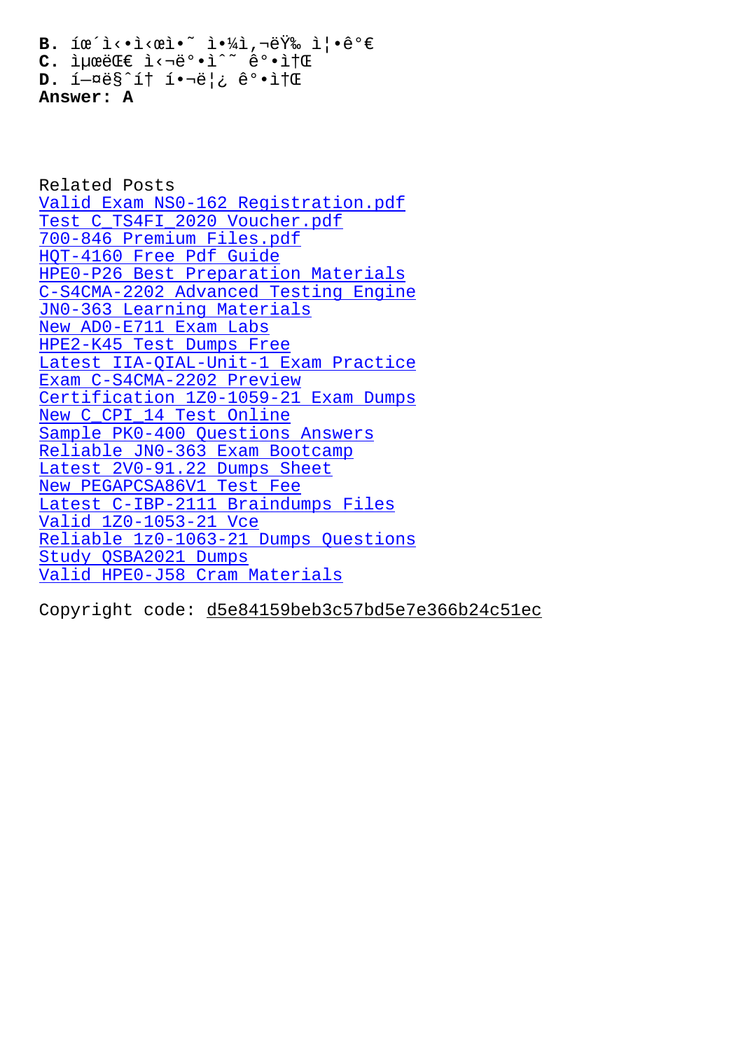**B.** íœ´ì‹•ì‹œì•˜ ì•¼ì‚¬ëŸ‰ ì¦•ê°€
**C.** ìµœëŒ€ ì‹¬ë°•ìˆ˜ ê°•ì†Œ
**D.** í—¤ë§ˆí† í•¬ë¦¿ ê°•ì†Œ
**Answer: A**

Related Posts
Valid Exam NS0-162 Registration.pdf
Test C_TS4FI_2020 Voucher.pdf
700-846 Premium Files.pdf
HQT-4160 Free Pdf Guide
HPE0-P26 Best Preparation Materials
C-S4CMA-2202 Advanced Testing Engine
JN0-363 Learning Materials
New AD0-E711 Exam Labs
HPE2-K45 Test Dumps Free
Latest IIA-QIAL-Unit-1 Exam Practice
Exam C-S4CMA-2202 Preview
Certification 1Z0-1059-21 Exam Dumps
New C_CPI_14 Test Online
Sample PK0-400 Questions Answers
Reliable JN0-363 Exam Bootcamp
Latest 2V0-91.22 Dumps Sheet
New PEGAPCSA86V1 Test Fee
Latest C-IBP-2111 Braindumps Files
Valid 1Z0-1053-21 Vce
Reliable 1z0-1063-21 Dumps Questions
Study QSBA2021 Dumps
Valid HPE0-J58 Cram Materials

Copyright code: d5e84159beb3c57bd5e7e366b24c51ec